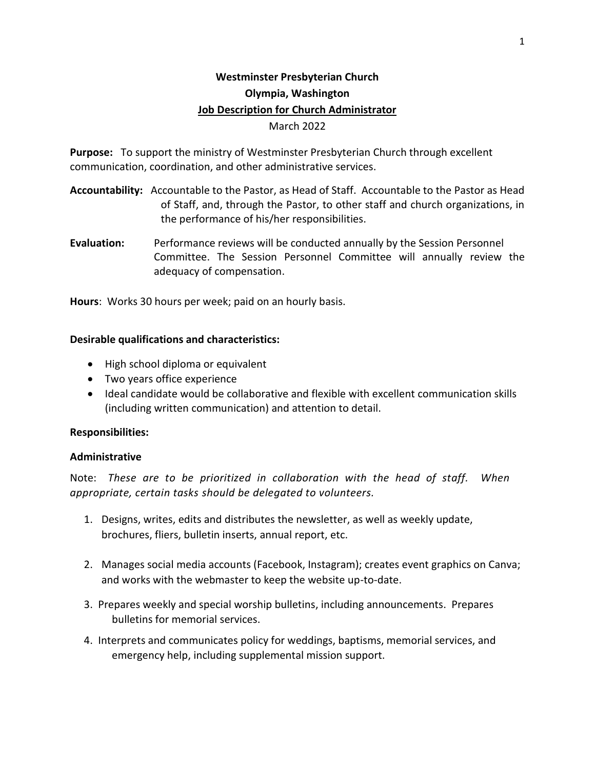**Westminster Presbyterian Church**

**Olympia, Washington**

**Job Description for Church Administrator**

March 2022

**Purpose:** To support the ministry of Westminster Presbyterian Church through excellent communication, coordination, and other administrative services.

**Accountability:** Accountable to the Pastor, as Head of Staff. Accountable to the Pastor as Head of Staff, and, through the Pastor, to other staff and church organizations, in the performance of his/her responsibilities.

**Evaluation:** Performance reviews will be conducted annually by the Session Personnel Committee. The Session Personnel Committee will annually review the adequacy of compensation.

**Hours**: Works 30 hours per week; paid on an hourly basis.

**Desirable qualifications and characteristics:**

- High school diploma or equivalent
- Two years office experience
- Ideal candidate would be collaborative and flexible with excellent communication skills (including written communication) and attention to detail.

**Responsibilities:**

**Administrative**

Note: *These are to be prioritized in collaboration with the head of staff. When appropriate, certain tasks should be delegated to volunteers.*

1. Designs, writes, edits and distributes the newsletter, as well as weekly update, brochures, fliers, bulletin inserts, annual report, etc.

2. Manages social media accounts (Facebook, Instagram); creates event graphics on Canva; and works with the webmaster to keep the website up-to-date.

3. Prepares weekly and special worship bulletins, including announcements. Prepares bulletins for memorial services.

4. Interprets and communicates policy for weddings, baptisms, memorial services, and emergency help, including supplemental mission support.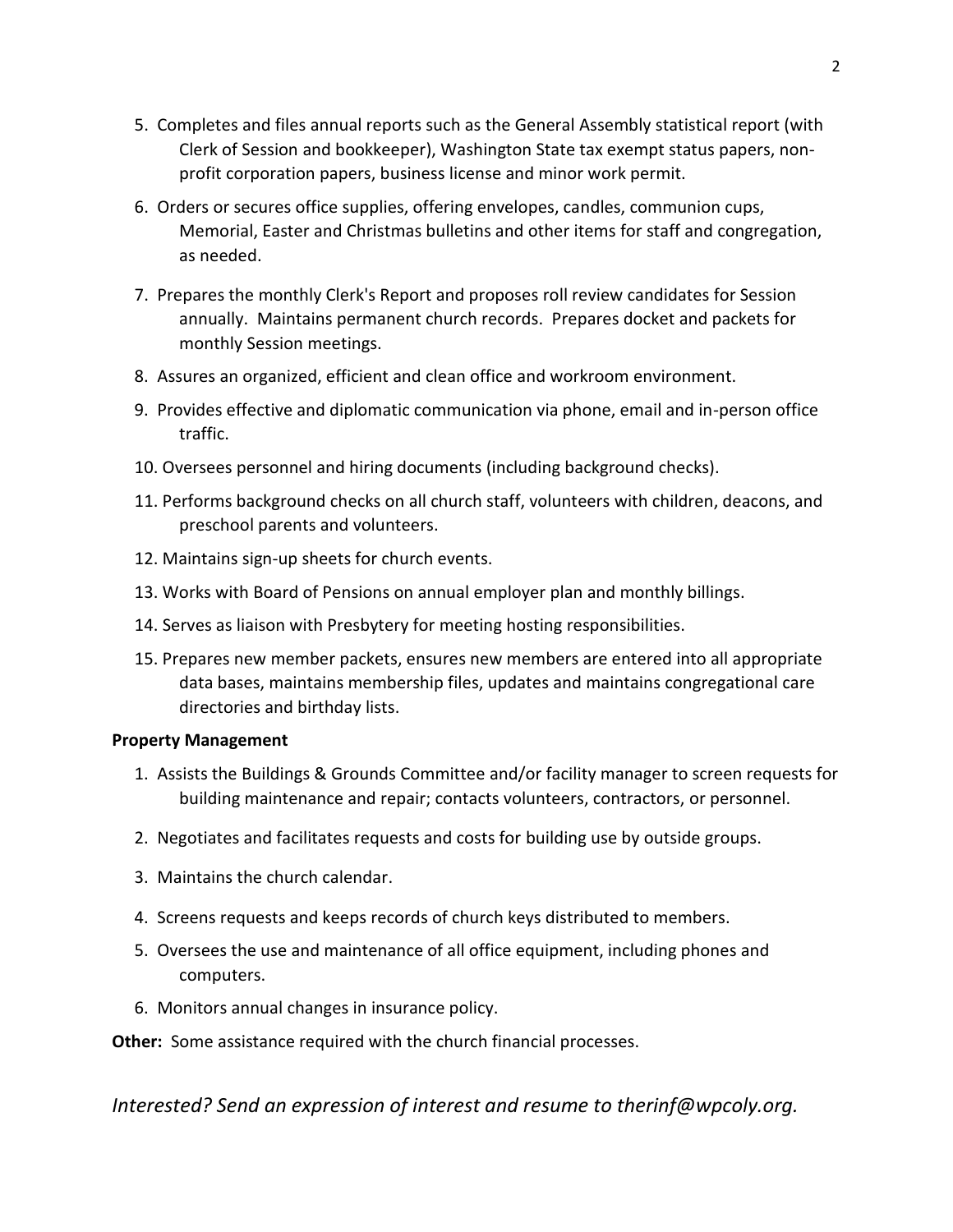5. Completes and files annual reports such as the General Assembly statistical report (with Clerk of Session and bookkeeper), Washington State tax exempt status papers, non-profit corporation papers, business license and minor work permit.
6. Orders or secures office supplies, offering envelopes, candles, communion cups, Memorial, Easter and Christmas bulletins and other items for staff and congregation, as needed.
7. Prepares the monthly Clerk's Report and proposes roll review candidates for Session annually. Maintains permanent church records. Prepares docket and packets for monthly Session meetings.
8. Assures an organized, efficient and clean office and workroom environment.
9. Provides effective and diplomatic communication via phone, email and in-person office traffic.
10. Oversees personnel and hiring documents (including background checks).
11. Performs background checks on all church staff, volunteers with children, deacons, and preschool parents and volunteers.
12. Maintains sign-up sheets for church events.
13. Works with Board of Pensions on annual employer plan and monthly billings.
14. Serves as liaison with Presbytery for meeting hosting responsibilities.
15. Prepares new member packets, ensures new members are entered into all appropriate data bases, maintains membership files, updates and maintains congregational care directories and birthday lists.

**Property Management**

1. Assists the Buildings & Grounds Committee and/or facility manager to screen requests for building maintenance and repair; contacts volunteers, contractors, or personnel.
2. Negotiates and facilitates requests and costs for building use by outside groups.
3. Maintains the church calendar.
4. Screens requests and keeps records of church keys distributed to members.
5. Oversees the use and maintenance of all office equipment, including phones and computers.
6. Monitors annual changes in insurance policy.

**Other:** Some assistance required with the church financial processes.

*Interested? Send an expression of interest and resume to therinf@wpcoly.org.*